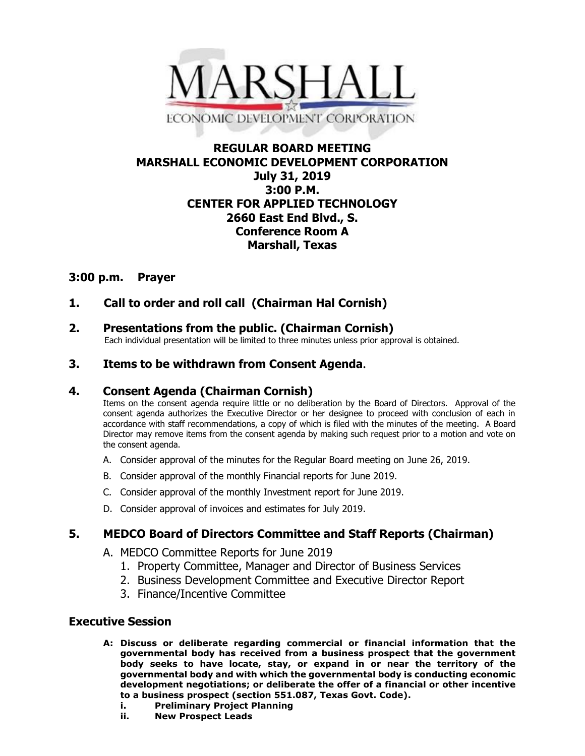MARSHALL
ECONOMIC DEVELOPMENT CORPORATION

# REGULAR BOARD MEETING
# MARSHALL ECONOMIC DEVELOPMENT CORPORATION
## July 31, 2019
## 3:00 P.M.
## CENTER FOR APPLIED TECHNOLOGY
## 2660 East End Blvd., S.
## Conference Room A
## Marshall, Texas

### 3:00 p.m. Prayer

### 1. Call to order and roll call (Chairman Hal Cornish)

### 2. Presentations from the public. (Chairman Cornish)

Each individual presentation will be limited to three minutes unless prior approval is obtained.

### 3. Items to be withdrawn from Consent Agenda.

### 4. Consent Agenda (Chairman Cornish)

Items on the consent agenda require little or no deliberation by the Board of Directors. Approval of the consent agenda authorizes the Executive Director or her designee to proceed with conclusion of each in accordance with staff recommendations, a copy of which is filed with the minutes of the meeting. A Board Director may remove items from the consent agenda by making such request prior to a motion and vote on the consent agenda.

A. Consider approval of the minutes for the Regular Board meeting on June 26, 2019.

B. Consider approval of the monthly Financial reports for June 2019.

C. Consider approval of the monthly Investment report for June 2019.

D. Consider approval of invoices and estimates for July 2019.

### 5. MEDCO Board of Directors Committee and Staff Reports (Chairman)

A. MEDCO Committee Reports for June 2019
   1. Property Committee, Manager and Director of Business Services
   2. Business Development Committee and Executive Director Report
   3. Finance/Incentive Committee

### Executive Session

**A: Discuss or deliberate regarding commercial or financial information that the governmental body has received from a business prospect that the government body seeks to have locate, stay, or expand in or near the territory of the governmental body and with which the governmental body is conducting economic development negotiations; or deliberate the offer of a financial or other incentive to a business prospect (section 551.087, Texas Govt. Code).**

**i. Preliminary Project Planning**

**ii. New Prospect Leads**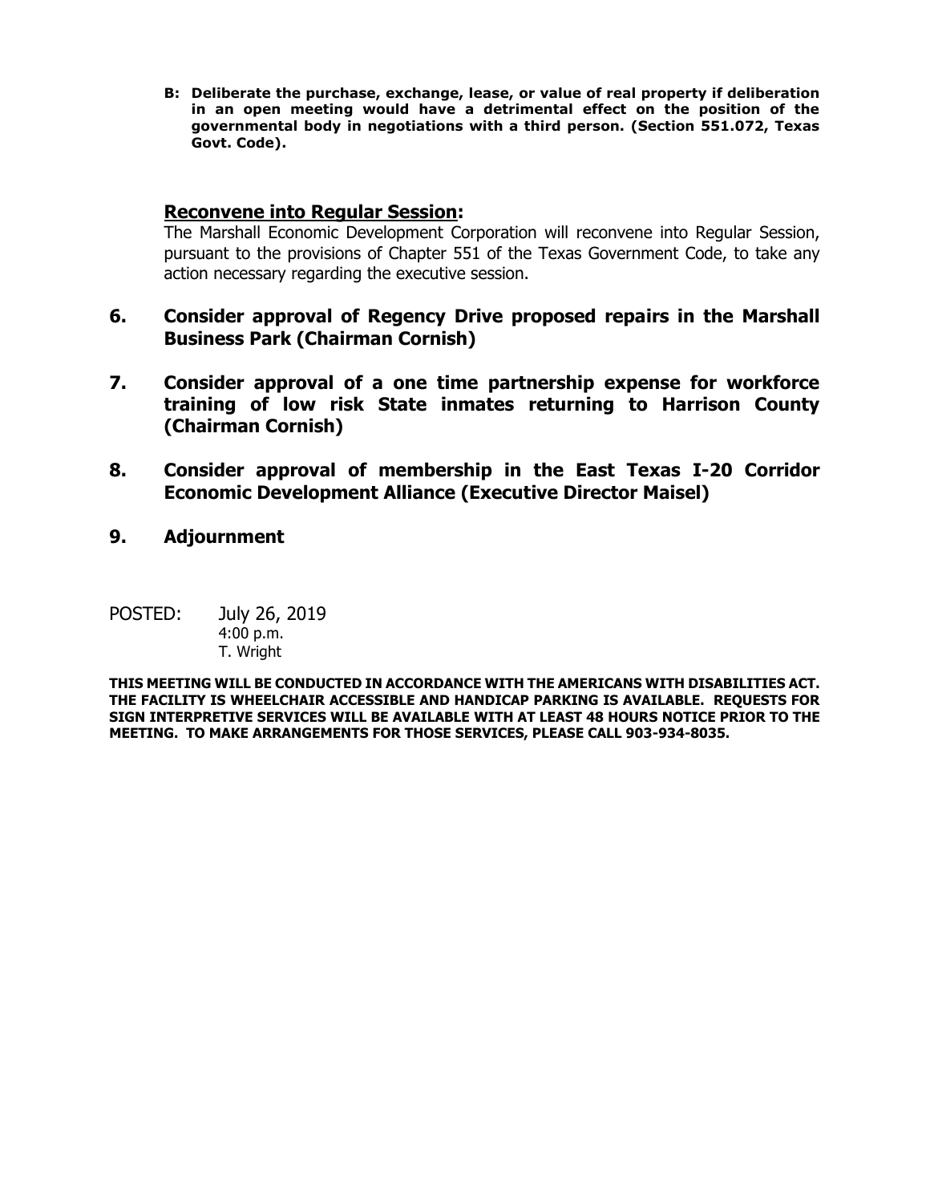**B: Deliberate the purchase, exchange, lease, or value of real property if deliberation in an open meeting would have a detrimental effect on the position of the governmental body in negotiations with a third person. (Section 551.072, Texas Govt. Code).**

**Reconvene into Regular Session:**

The Marshall Economic Development Corporation will reconvene into Regular Session, pursuant to the provisions of Chapter 551 of the Texas Government Code, to take any action necessary regarding the executive session.

**6. Consider approval of Regency Drive proposed repairs in the Marshall Business Park (Chairman Cornish)**

**7. Consider approval of a one time partnership expense for workforce training of low risk State inmates returning to Harrison County (Chairman Cornish)**

**8. Consider approval of membership in the East Texas I-20 Corridor Economic Development Alliance (Executive Director Maisel)**

**9. Adjournment**

POSTED: July 26, 2019
4:00 p.m.
T. Wright

**THIS MEETING WILL BE CONDUCTED IN ACCORDANCE WITH THE AMERICANS WITH DISABILITIES ACT. THE FACILITY IS WHEELCHAIR ACCESSIBLE AND HANDICAP PARKING IS AVAILABLE. REQUESTS FOR SIGN INTERPRETIVE SERVICES WILL BE AVAILABLE WITH AT LEAST 48 HOURS NOTICE PRIOR TO THE MEETING. TO MAKE ARRANGEMENTS FOR THOSE SERVICES, PLEASE CALL 903-934-8035.**